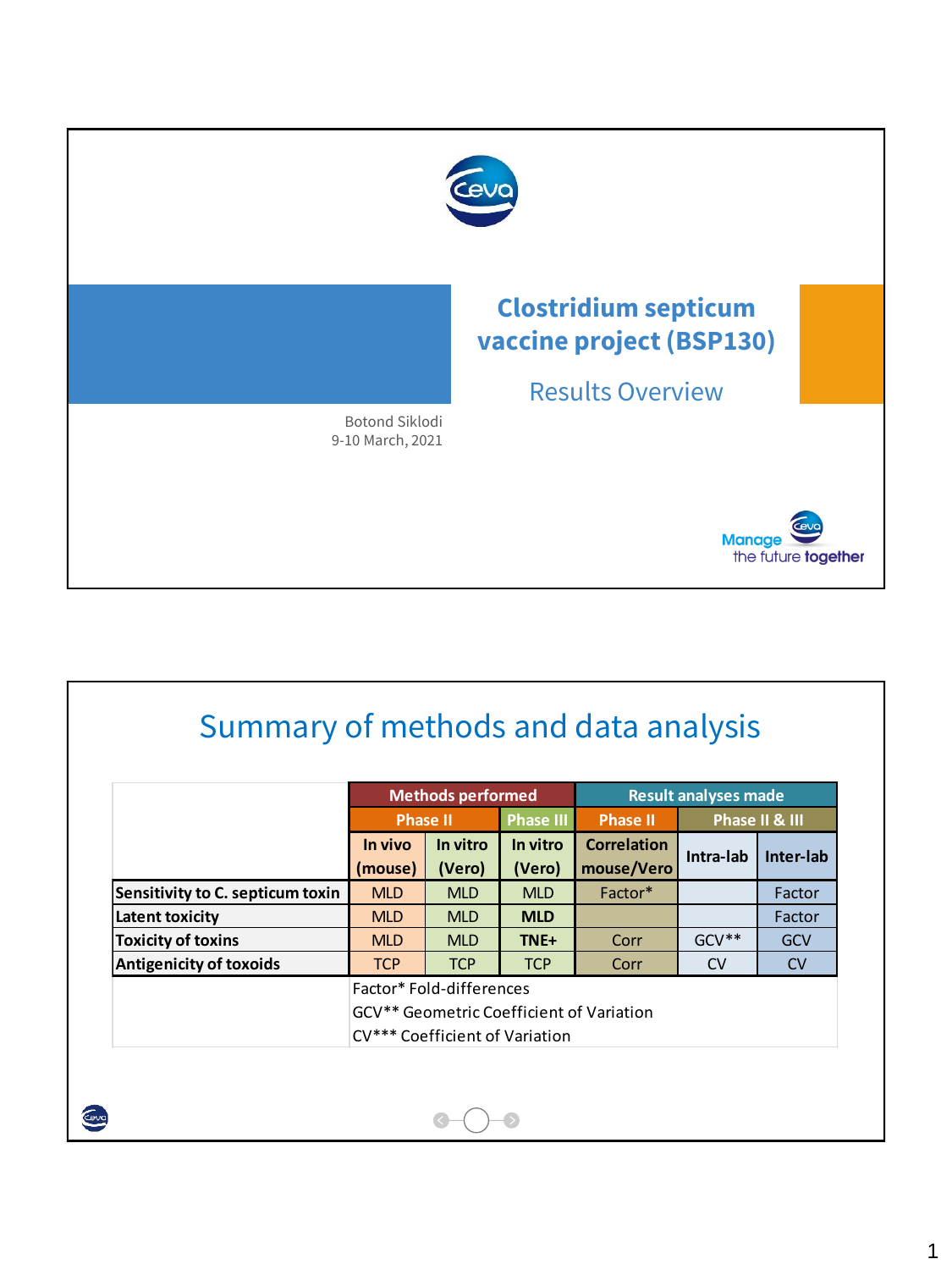# Clostridium septicum vaccine project (BSP130)

## Results Overview

Botond Siklodi
9-10 March, 2021

Manage the future together

## Summary of methods and data analysis

| | Methods performed | | | Result analyses made | | |
|---|---|---|---|---|---|---|
| | Phase II | | Phase III | Phase II | Phase II & III | |
| | In vivo (mouse) | In vitro (Vero) | In vitro (Vero) | Correlation mouse/Vero | Intra-lab | Inter-lab |
| **Sensitivity to C. septicum toxin** | MLD | MLD | MLD | Factor* | | Factor |
| **Latent toxicity** | MLD | MLD | **MLD** | | | Factor |
| **Toxicity of toxins** | MLD | MLD | **TNE+** | Corr | GCV** | GCV |
| **Antigenicity of toxoids** | TCP | TCP | TCP | Corr | CV | CV |

Factor* Fold-differences
GCV** Geometric Coefficient of Variation
CV*** Coefficient of Variation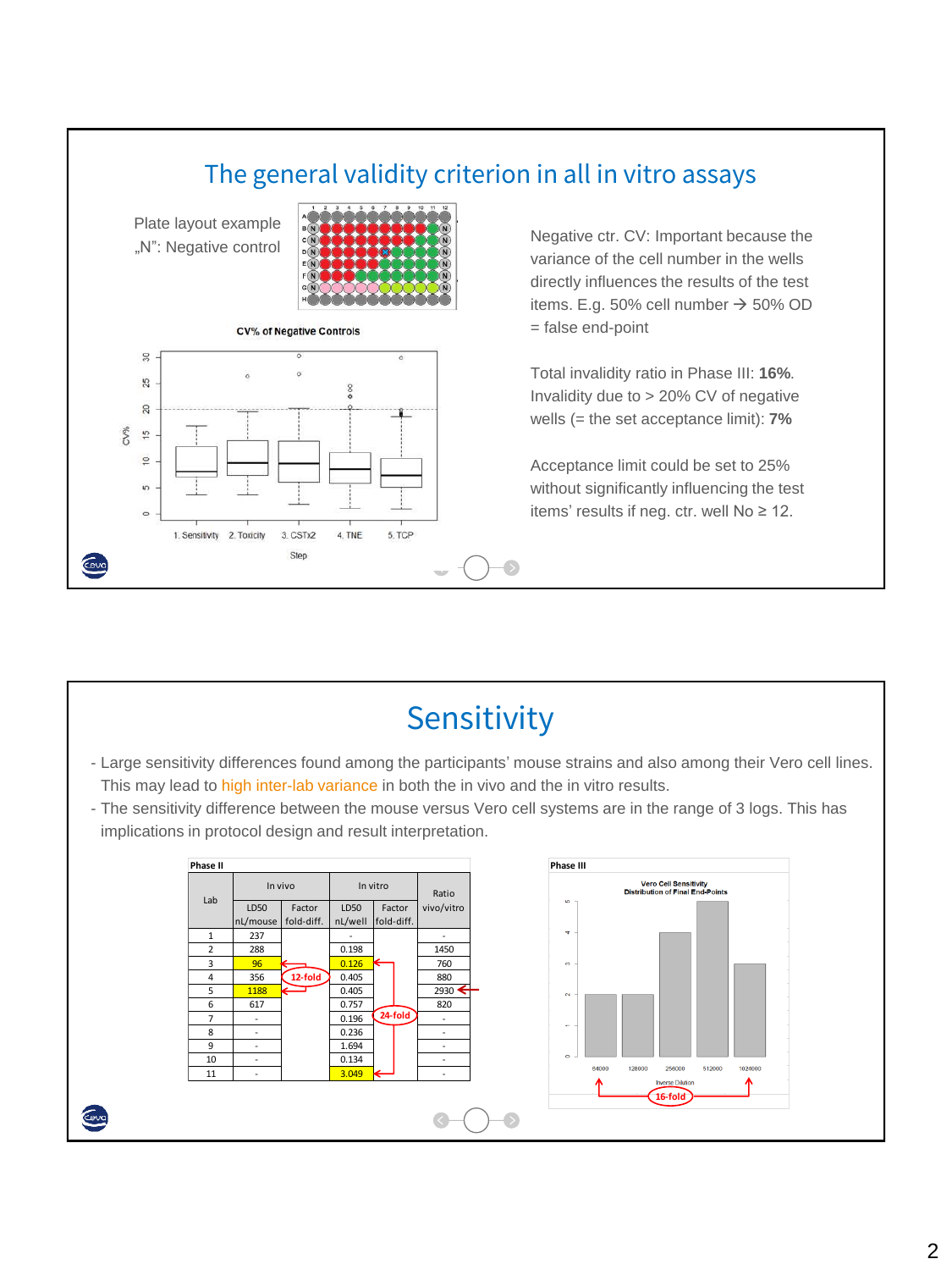## The general validity criterion in all in vitro assays

Plate layout example
„N": Negative control

Negative ctr. CV: Important because the variance of the cell number in the wells directly influences the results of the test items. E.g. 50% cell number → 50% OD = false end-point

Total invalidity ratio in Phase III: **16%**. Invalidity due to > 20% CV of negative wells (= the set acceptance limit): **7%**

Acceptance limit could be set to 25% without significantly influencing the test items' results if neg. ctr. well No ≥ 12.

CV% of Negative Controls

## Sensitivity

- Large sensitivity differences found among the participants' mouse strains and also among their Vero cell lines. This may lead to high inter-lab variance in both the in vivo and the in vitro results.
- The sensitivity difference between the mouse versus Vero cell systems are in the range of 3 logs. This has implications in protocol design and result interpretation.

Phase II

| Lab | In vivo | | In vitro | | Ratio vivo/vitro |
|---|---|---|---|---|---|
| | LD50 nL/mouse | Factor fold-diff. | LD50 nL/well | Factor fold-diff. | |
| 1 | 237 | | - | | - |
| 2 | 288 | | 0.198 | | 1450 |
| 3 | 96 | 12-fold | 0.126 | 24-fold | 760 |
| 4 | 356 | | 0.405 | | 880 |
| 5 | 1188 | | 0.405 | | 2930 |
| 6 | 617 | | 0.757 | | 820 |
| 7 | - | | 0.196 | | - |
| 8 | - | | 0.236 | | - |
| 9 | - | | 1.694 | | - |
| 10 | - | | 0.134 | | - |
| 11 | - | | 3.049 | | - |

Phase III

Vero Cell Sensitivity
Distribution of Final End-Points

16-fold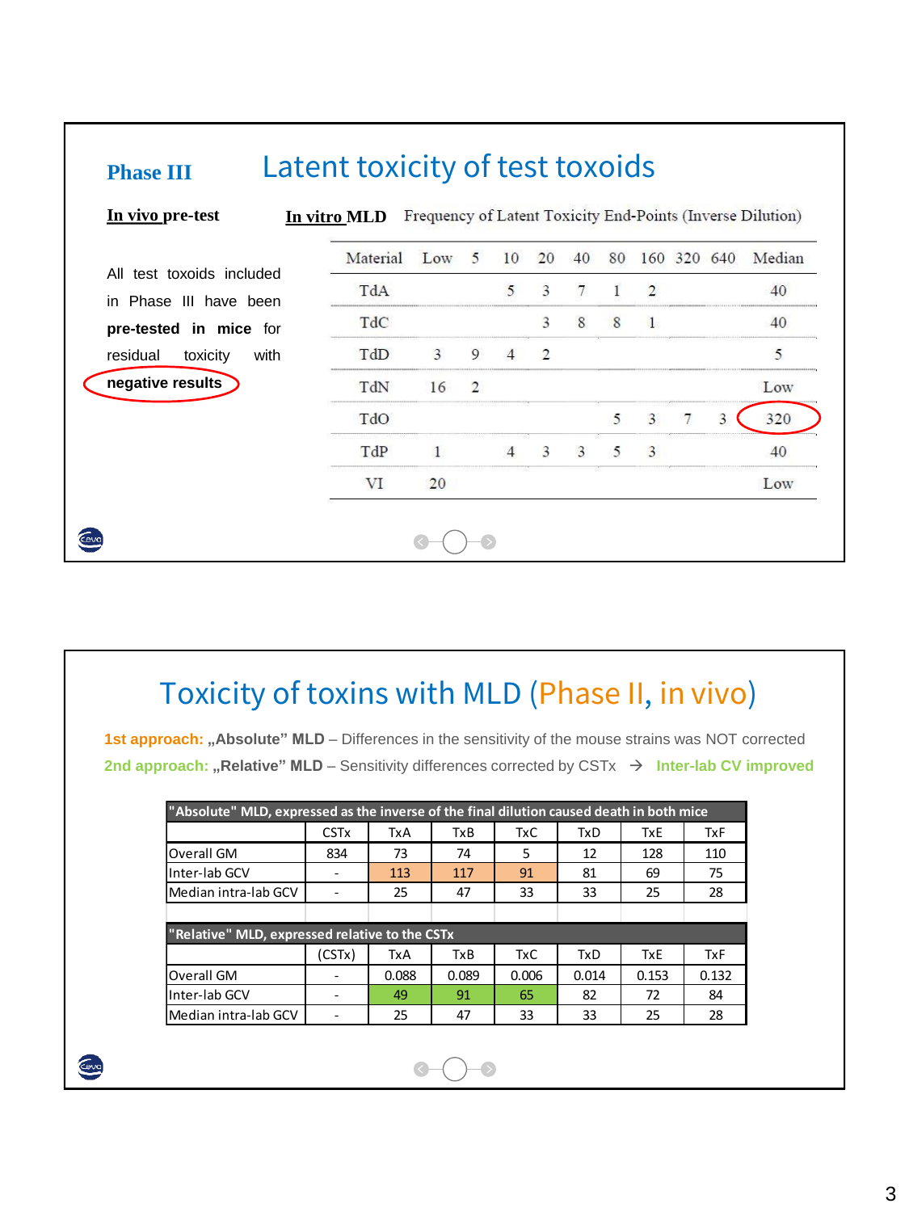## Phase III

# Latent toxicity of test toxoids

**In vivo pre-test**

All test toxoids included in Phase III have been **pre-tested in mice** for residual toxicity with **negative results**

**In vitro MLD** Frequency of Latent Toxicity End-Points (Inverse Dilution)

| Material | Low | 5 | 10 | 20 | 40 | 80 | 160 | 320 | 640 | Median |
|---|---|---|---|---|---|---|---|---|---|---|
| TdA | | | 5 | 3 | 7 | 1 | 2 | | | 40 |
| TdC | | | | 3 | 8 | 8 | 1 | | | 40 |
| TdD | 3 | 9 | 4 | 2 | | | | | | 5 |
| TdN | 16 | 2 | | | | | | | | Low |
| TdO | | | | | | 5 | 3 | 7 | 3 | 320 |
| TdP | 1 | | 4 | 3 | 3 | 5 | 3 | | | 40 |
| VI | 20 | | | | | | | | | Low |

# Toxicity of toxins with MLD (Phase II, in vivo)

**1st approach: „Absolute” MLD** – Differences in the sensitivity of the mouse strains was NOT corrected

**2nd approach: „Relative” MLD** – Sensitivity differences corrected by CSTx → **Inter-lab CV improved**

| "Absolute" MLD, expressed as the inverse of the final dilution caused death in both mice | | | | | | | |
|---|---|---|---|---|---|---|---|
| | CSTx | TxA | TxB | TxC | TxD | TxE | TxF |
| Overall GM | 834 | 73 | 74 | 5 | 12 | 128 | 110 |
| Inter-lab GCV | - | 113 | 117 | 91 | 81 | 69 | 75 |
| Median intra-lab GCV | - | 25 | 47 | 33 | 33 | 25 | 28 |

| "Relative" MLD, expressed relative to the CSTx | | | | | | | |
|---|---|---|---|---|---|---|---|
| | (CSTx) | TxA | TxB | TxC | TxD | TxE | TxF |
| Overall GM | - | 0.088 | 0.089 | 0.006 | 0.014 | 0.153 | 0.132 |
| Inter-lab GCV | - | 49 | 91 | 65 | 82 | 72 | 84 |
| Median intra-lab GCV | - | 25 | 47 | 33 | 33 | 25 | 28 |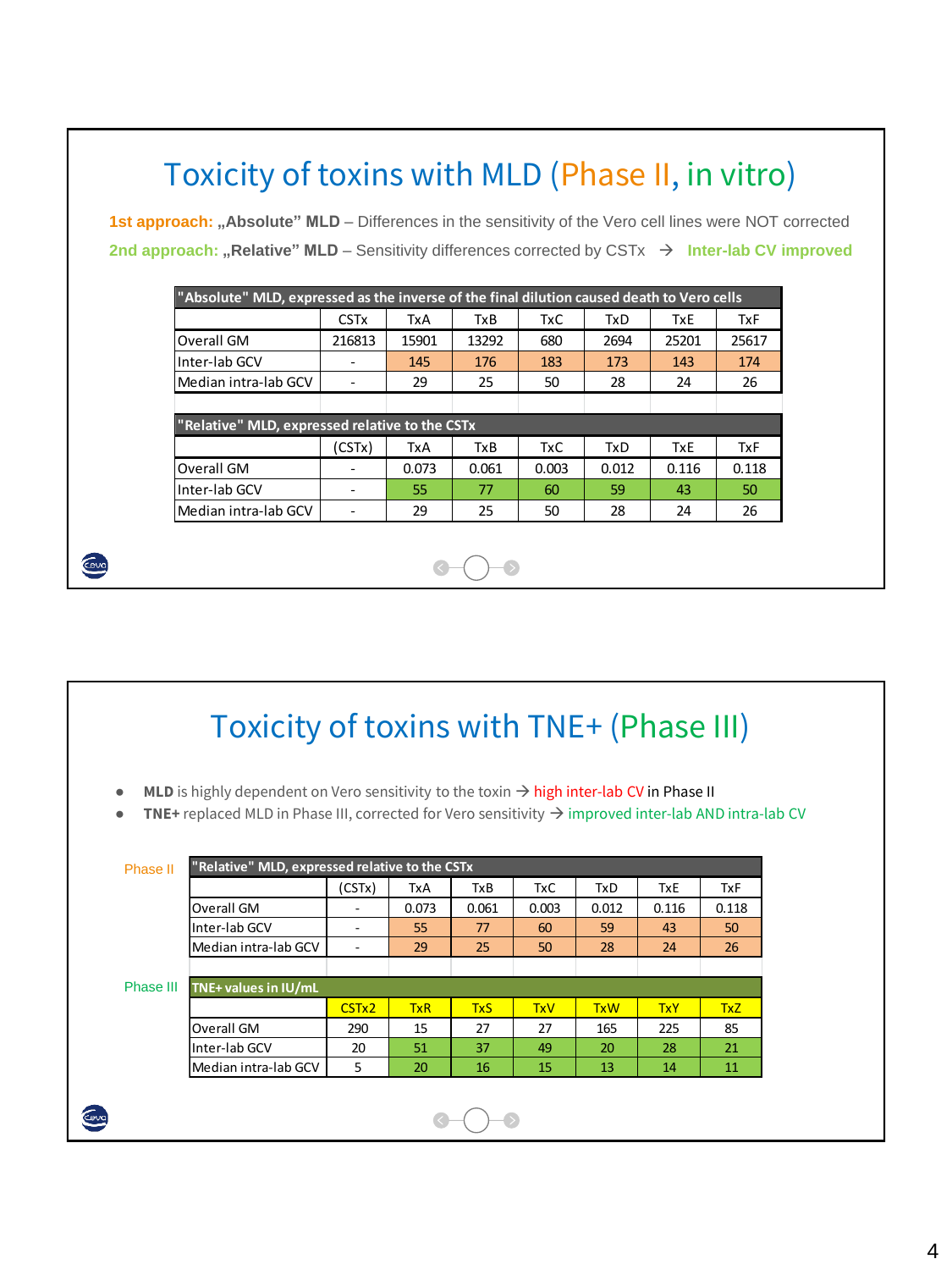# Toxicity of toxins with MLD (Phase II, in vitro)

**1st approach: „Absolute" MLD** – Differences in the sensitivity of the Vero cell lines were NOT corrected

**2nd approach: „Relative" MLD** – Sensitivity differences corrected by CSTx → **Inter-lab CV improved**

| "Absolute" MLD, expressed as the inverse of the final dilution caused death to Vero cells | | | | | | | |
|---|---|---|---|---|---|---|---|
| | CSTx | TxA | TxB | TxC | TxD | TxE | TxF |
| Overall GM | 216813 | 15901 | 13292 | 680 | 2694 | 25201 | 25617 |
| Inter-lab GCV | - | 145 | 176 | 183 | 173 | 143 | 174 |
| Median intra-lab GCV | - | 29 | 25 | 50 | 28 | 24 | 26 |

| "Relative" MLD, expressed relative to the CSTx | | | | | | | |
|---|---|---|---|---|---|---|---|
| | (CSTx) | TxA | TxB | TxC | TxD | TxE | TxF |
| Overall GM | - | 0.073 | 0.061 | 0.003 | 0.012 | 0.116 | 0.118 |
| Inter-lab GCV | - | 55 | 77 | 60 | 59 | 43 | 50 |
| Median intra-lab GCV | - | 29 | 25 | 50 | 28 | 24 | 26 |

# Toxicity of toxins with TNE+ (Phase III)

- **MLD** is highly dependent on Vero sensitivity to the toxin → high inter-lab CV in Phase II
- **TNE+** replaced MLD in Phase III, corrected for Vero sensitivity → improved inter-lab AND intra-lab CV

Phase II

| "Relative" MLD, expressed relative to the CSTx | | | | | | | |
|---|---|---|---|---|---|---|---|
| | (CSTx) | TxA | TxB | TxC | TxD | TxE | TxF |
| Overall GM | - | 0.073 | 0.061 | 0.003 | 0.012 | 0.116 | 0.118 |
| Inter-lab GCV | - | 55 | 77 | 60 | 59 | 43 | 50 |
| Median intra-lab GCV | - | 29 | 25 | 50 | 28 | 24 | 26 |

Phase III

| TNE+ values in IU/mL | | | | | | | |
|---|---|---|---|---|---|---|---|
| | CSTx2 | TxR | TxS | TxV | TxW | TxY | TxZ |
| Overall GM | 290 | 15 | 27 | 27 | 165 | 225 | 85 |
| Inter-lab GCV | 20 | 51 | 37 | 49 | 20 | 28 | 21 |
| Median intra-lab GCV | 5 | 20 | 16 | 15 | 13 | 14 | 11 |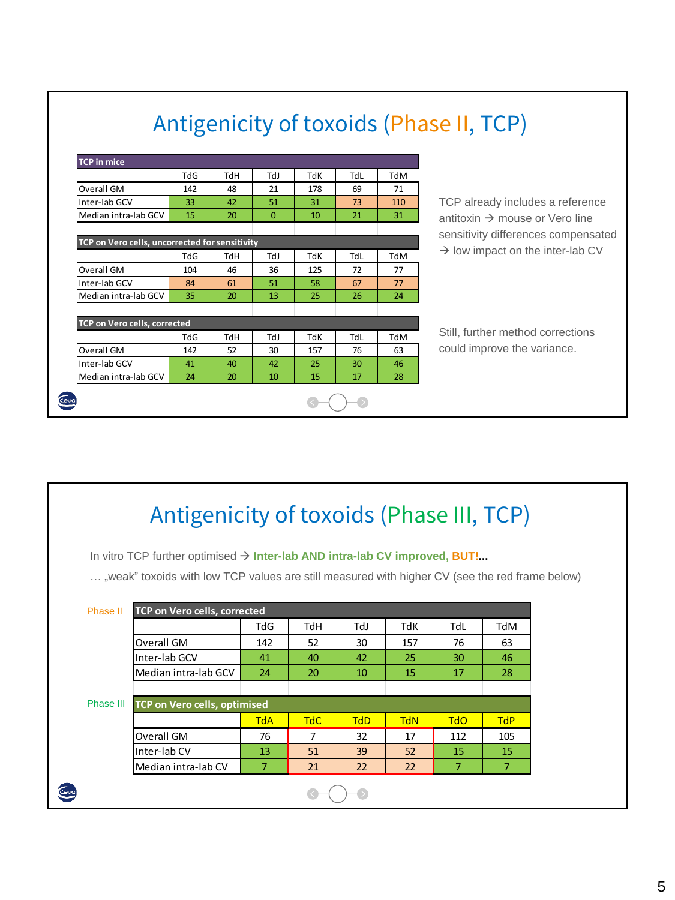# Antigenicity of toxoids (Phase II, TCP)

| TCP in mice | TdG | TdH | TdJ | TdK | TdL | TdM |
|---|---|---|---|---|---|---|
| Overall GM | 142 | 48 | 21 | 178 | 69 | 71 |
| Inter-lab GCV | 33 | 42 | 51 | 31 | 73 | 110 |
| Median intra-lab GCV | 15 | 20 | 0 | 10 | 21 | 31 |

| TCP on Vero cells, uncorrected for sensitivity | TdG | TdH | TdJ | TdK | TdL | TdM |
|---|---|---|---|---|---|---|
| Overall GM | 104 | 46 | 36 | 125 | 72 | 77 |
| Inter-lab GCV | 84 | 61 | 51 | 58 | 67 | 77 |
| Median intra-lab GCV | 35 | 20 | 13 | 25 | 26 | 24 |

| TCP on Vero cells, corrected | TdG | TdH | TdJ | TdK | TdL | TdM |
|---|---|---|---|---|---|---|
| Overall GM | 142 | 52 | 30 | 157 | 76 | 63 |
| Inter-lab GCV | 41 | 40 | 42 | 25 | 30 | 46 |
| Median intra-lab GCV | 24 | 20 | 10 | 15 | 17 | 28 |

TCP already includes a reference antitoxin → mouse or Vero line sensitivity differences compensated → low impact on the inter-lab CV

Still, further method corrections could improve the variance.

# Antigenicity of toxoids (Phase III, TCP)

In vitro TCP further optimised → **Inter-lab AND intra-lab CV improved, BUT!...**

… „weak" toxoids with low TCP values are still measured with higher CV (see the red frame below)

Phase II

| TCP on Vero cells, corrected | TdG | TdH | TdJ | TdK | TdL | TdM |
|---|---|---|---|---|---|---|
| Overall GM | 142 | 52 | 30 | 157 | 76 | 63 |
| Inter-lab GCV | 41 | 40 | 42 | 25 | 30 | 46 |
| Median intra-lab GCV | 24 | 20 | 10 | 15 | 17 | 28 |

Phase III

| TCP on Vero cells, optimised | TdA | TdC | TdD | TdN | TdO | TdP |
|---|---|---|---|---|---|---|
| Overall GM | 76 | 7 | 32 | 17 | 112 | 105 |
| Inter-lab CV | 13 | 51 | 39 | 52 | 15 | 15 |
| Median intra-lab CV | 7 | 21 | 22 | 22 | 7 | 7 |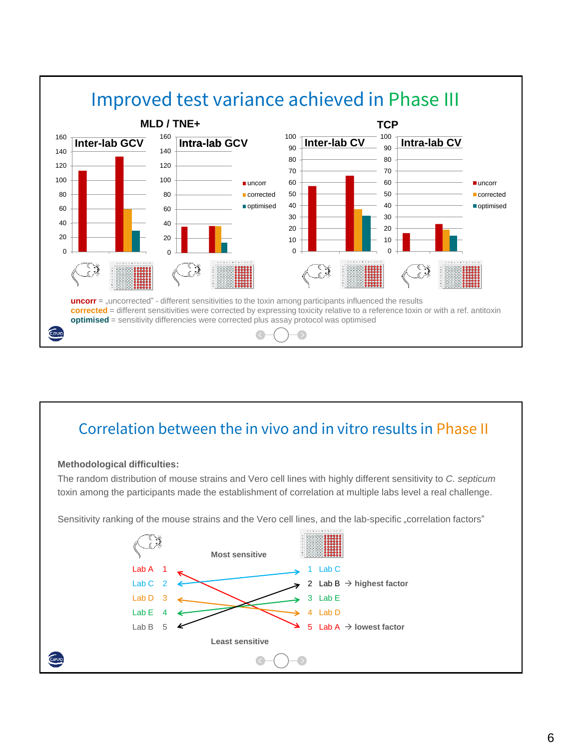# Improved test variance achieved in Phase III

**MLD / TNE+** — Inter-lab GCV; Intra-lab GCV

**TCP** — Inter-lab CV; Intra-lab CV

Legend: uncorr, corrected, optimised

**uncorr** = „uncorrected" - different sensitivities to the toxin among participants influenced the results
**corrected** = different sensitivities were corrected by expressing toxicity relative to a reference toxin or with a ref. antitoxin
**optimised** = sensitivity differencies were corrected plus assay protocol was optimised

# Correlation between the in vivo and in vitro results in Phase II

**Methodological difficulties:**

The random distribution of mouse strains and Vero cell lines with highly different sensitivity to *C. septicum* toxin among the participants made the establishment of correlation at multiple labs level a real challenge.

Sensitivity ranking of the mouse strains and the Vero cell lines, and the lab-specific „correlation factors"

Most sensitive

| Mouse | | | Vero cell | |
|---|---|---|---|---|
| Lab A | 1 | | 1 | Lab C |
| Lab C | 2 | | 2 | Lab B → highest factor |
| Lab D | 3 | | 3 | Lab E |
| Lab E | 4 | | 4 | Lab D |
| Lab B | 5 | | 5 | Lab A → lowest factor |

Least sensitive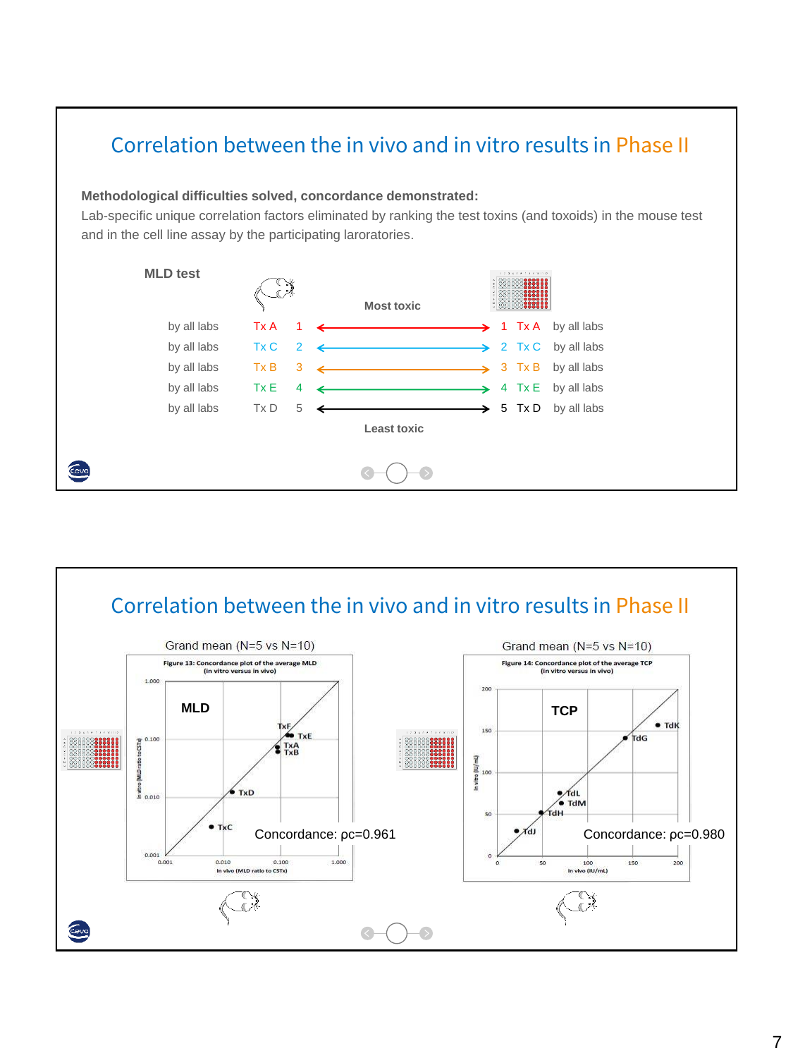## Correlation between the in vivo and in vitro results in Phase II

**Methodological difficulties solved, concordance demonstrated:**
Lab-specific unique correlation factors eliminated by ranking the test toxins (and toxoids) in the mouse test and in the cell line assay by the participating laroratories.

**MLD test**

Most toxic

| | | | | | | |
|---|---|---|---|---|---|---|
| by all labs | Tx A | 1 | ↔ | 1 | Tx A | by all labs |
| by all labs | Tx C | 2 | ↔ | 2 | Tx C | by all labs |
| by all labs | Tx B | 3 | ↔ | 3 | Tx B | by all labs |
| by all labs | Tx E | 4 | ↔ | 4 | Tx E | by all labs |
| by all labs | Tx D | 5 | ↔ | 5 | Tx D | by all labs |

Least toxic

## Correlation between the in vivo and in vitro results in Phase II

Grand mean (N=5 vs N=10)

Figure 13: Concordance plot of the average MLD (in vitro versus in vivo)

MLD

Concordance: ρc=0.961

Grand mean (N=5 vs N=10)

Figure 14: Concordance plot of the average TCP (in vitro versus in vivo)

TCP

Concordance: ρc=0.980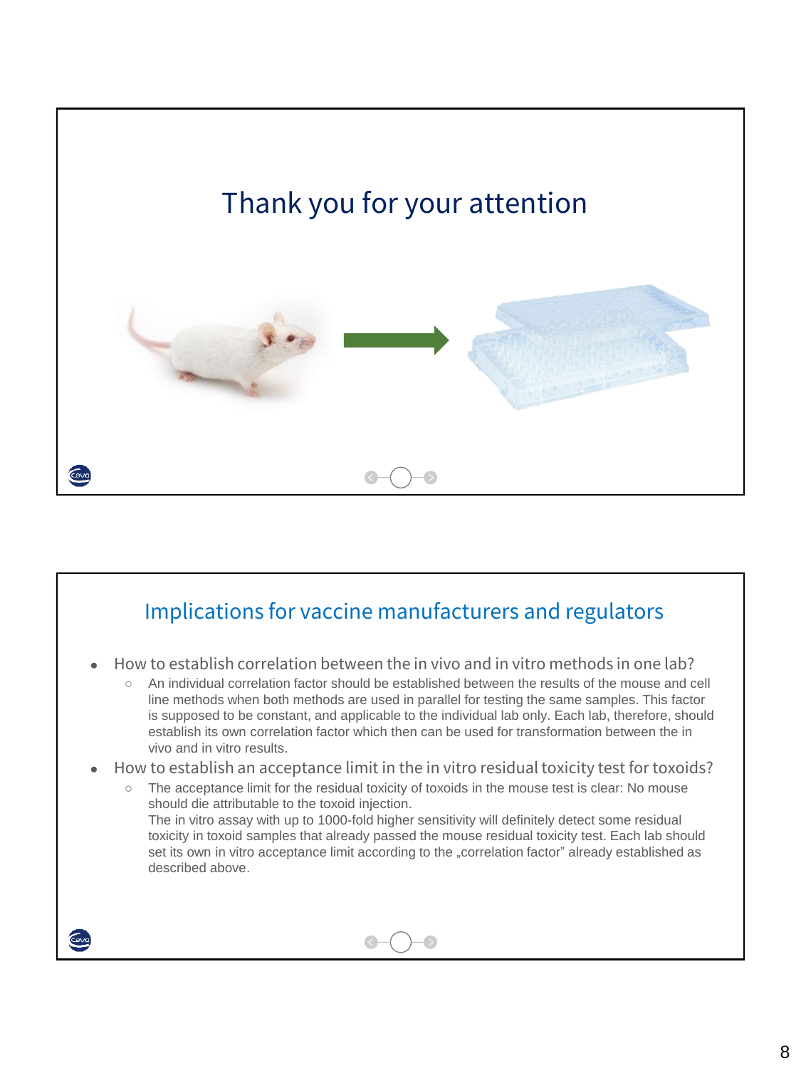# Thank you for your attention

## Implications for vaccine manufacturers and regulators

- How to establish correlation between the in vivo and in vitro methods in one lab?
  - An individual correlation factor should be established between the results of the mouse and cell line methods when both methods are used in parallel for testing the same samples. This factor is supposed to be constant, and applicable to the individual lab only. Each lab, therefore, should establish its own correlation factor which then can be used for transformation between the in vivo and in vitro results.
- How to establish an acceptance limit in the in vitro residual toxicity test for toxoids?
  - The acceptance limit for the residual toxicity of toxoids in the mouse test is clear: No mouse should die attributable to the toxoid injection.
    The in vitro assay with up to 1000-fold higher sensitivity will definitely detect some residual toxicity in toxoid samples that already passed the mouse residual toxicity test. Each lab should set its own in vitro acceptance limit according to the „correlation factor" already established as described above.